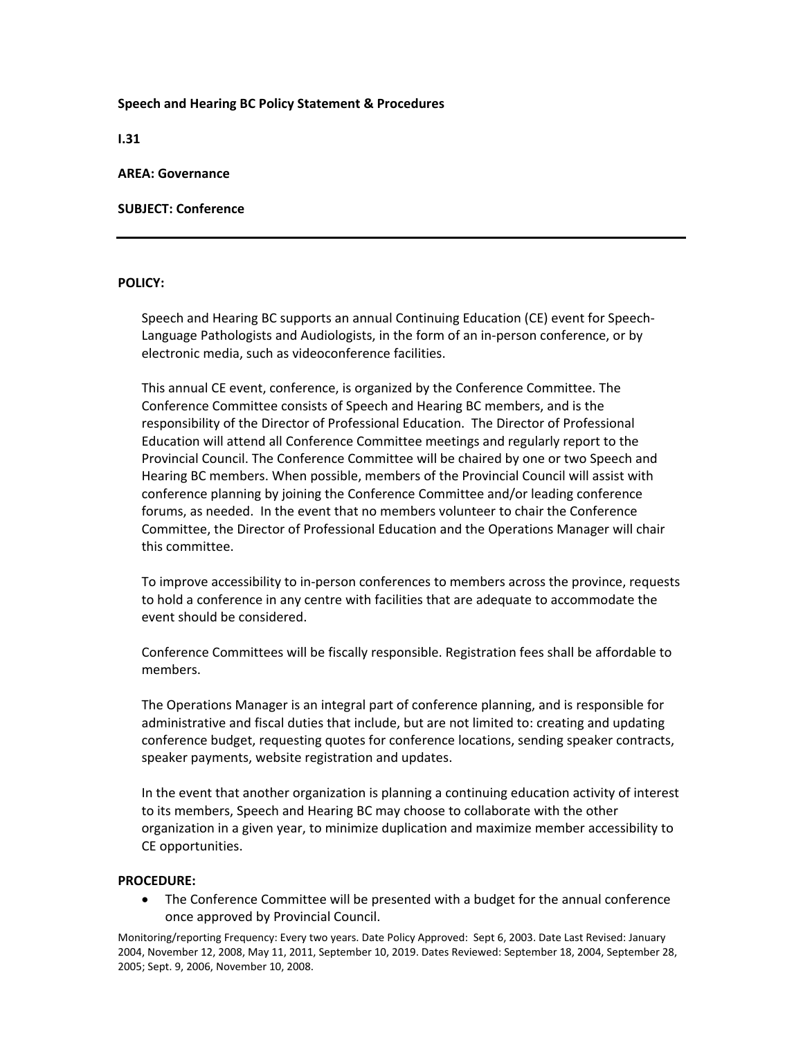**Speech and Hearing BC Policy Statement & Procedures**

**I.31**

**AREA: Governance**

**SUBJECT: Conference**

---

**POLICY:**

Speech and Hearing BC supports an annual Continuing Education (CE) event for Speech-Language Pathologists and Audiologists, in the form of an in-person conference, or by electronic media, such as videoconference facilities.

This annual CE event, conference, is organized by the Conference Committee. The Conference Committee consists of Speech and Hearing BC members, and is the responsibility of the Director of Professional Education. The Director of Professional Education will attend all Conference Committee meetings and regularly report to the Provincial Council. The Conference Committee will be chaired by one or two Speech and Hearing BC members. When possible, members of the Provincial Council will assist with conference planning by joining the Conference Committee and/or leading conference forums, as needed. In the event that no members volunteer to chair the Conference Committee, the Director of Professional Education and the Operations Manager will chair this committee.

To improve accessibility to in-person conferences to members across the province, requests to hold a conference in any centre with facilities that are adequate to accommodate the event should be considered.

Conference Committees will be fiscally responsible. Registration fees shall be affordable to members.

The Operations Manager is an integral part of conference planning, and is responsible for administrative and fiscal duties that include, but are not limited to: creating and updating conference budget, requesting quotes for conference locations, sending speaker contracts, speaker payments, website registration and updates.

In the event that another organization is planning a continuing education activity of interest to its members, Speech and Hearing BC may choose to collaborate with the other organization in a given year, to minimize duplication and maximize member accessibility to CE opportunities.

**PROCEDURE:**

- The Conference Committee will be presented with a budget for the annual conference once approved by Provincial Council.

Monitoring/reporting Frequency: Every two years. Date Policy Approved: Sept 6, 2003. Date Last Revised: January 2004, November 12, 2008, May 11, 2011, September 10, 2019. Dates Reviewed: September 18, 2004, September 28, 2005; Sept. 9, 2006, November 10, 2008.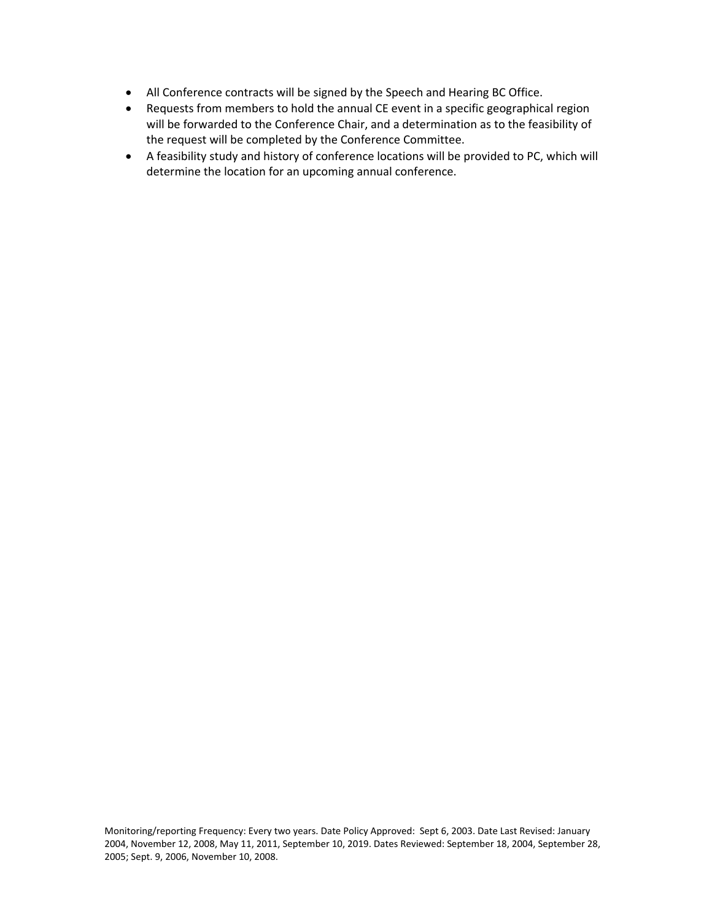- All Conference contracts will be signed by the Speech and Hearing BC Office.
- Requests from members to hold the annual CE event in a specific geographical region will be forwarded to the Conference Chair, and a determination as to the feasibility of the request will be completed by the Conference Committee.
- A feasibility study and history of conference locations will be provided to PC, which will determine the location for an upcoming annual conference.

Monitoring/reporting Frequency: Every two years. Date Policy Approved: Sept 6, 2003. Date Last Revised: January 2004, November 12, 2008, May 11, 2011, September 10, 2019. Dates Reviewed: September 18, 2004, September 28, 2005; Sept. 9, 2006, November 10, 2008.